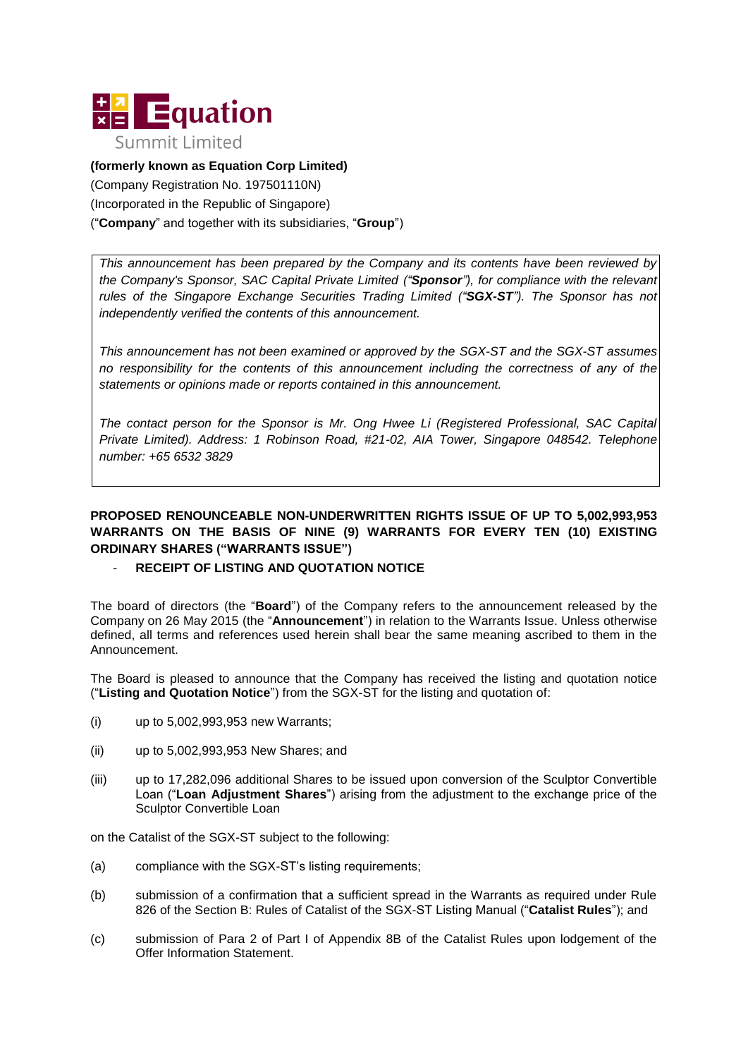**Equation**

Summit Limited

**(formerly known as Equation Corp Limited)**

(Company Registration No. 197501110N)

(Incorporated in the Republic of Singapore)

("**Company**" and together with its subsidiaries, "**Group**")

> *This announcement has been prepared by the Company and its contents have been reviewed by the Company's Sponsor, SAC Capital Private Limited ("**Sponsor**"), for compliance with the relevant rules of the Singapore Exchange Securities Trading Limited ("**SGX-ST**"). The Sponsor has not independently verified the contents of this announcement.*
>
> *This announcement has not been examined or approved by the SGX-ST and the SGX-ST assumes no responsibility for the contents of this announcement including the correctness of any of the statements or opinions made or reports contained in this announcement.*
>
> *The contact person for the Sponsor is Mr. Ong Hwee Li (Registered Professional, SAC Capital Private Limited). Address: 1 Robinson Road, #21-02, AIA Tower, Singapore 048542. Telephone number: +65 6532 3829*

**PROPOSED RENOUNCEABLE NON-UNDERWRITTEN RIGHTS ISSUE OF UP TO 5,002,993,953 WARRANTS ON THE BASIS OF NINE (9) WARRANTS FOR EVERY TEN (10) EXISTING ORDINARY SHARES ("WARRANTS ISSUE")**

- **RECEIPT OF LISTING AND QUOTATION NOTICE**

The board of directors (the "**Board**") of the Company refers to the announcement released by the Company on 26 May 2015 (the "**Announcement**") in relation to the Warrants Issue. Unless otherwise defined, all terms and references used herein shall bear the same meaning ascribed to them in the Announcement.

The Board is pleased to announce that the Company has received the listing and quotation notice ("**Listing and Quotation Notice**") from the SGX-ST for the listing and quotation of:

(i) up to 5,002,993,953 new Warrants;

(ii) up to 5,002,993,953 New Shares; and

(iii) up to 17,282,096 additional Shares to be issued upon conversion of the Sculptor Convertible Loan ("**Loan Adjustment Shares**") arising from the adjustment to the exchange price of the Sculptor Convertible Loan

on the Catalist of the SGX-ST subject to the following:

(a) compliance with the SGX-ST's listing requirements;

(b) submission of a confirmation that a sufficient spread in the Warrants as required under Rule 826 of the Section B: Rules of Catalist of the SGX-ST Listing Manual ("**Catalist Rules**"); and

(c) submission of Para 2 of Part I of Appendix 8B of the Catalist Rules upon lodgement of the Offer Information Statement.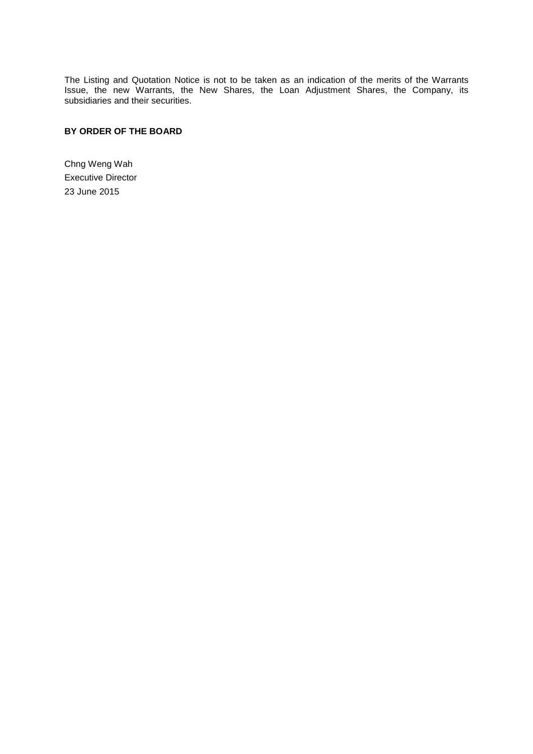The Listing and Quotation Notice is not to be taken as an indication of the merits of the Warrants Issue, the new Warrants, the New Shares, the Loan Adjustment Shares, the Company, its subsidiaries and their securities.

**BY ORDER OF THE BOARD**

Chng Weng Wah  
Executive Director  
23 June 2015